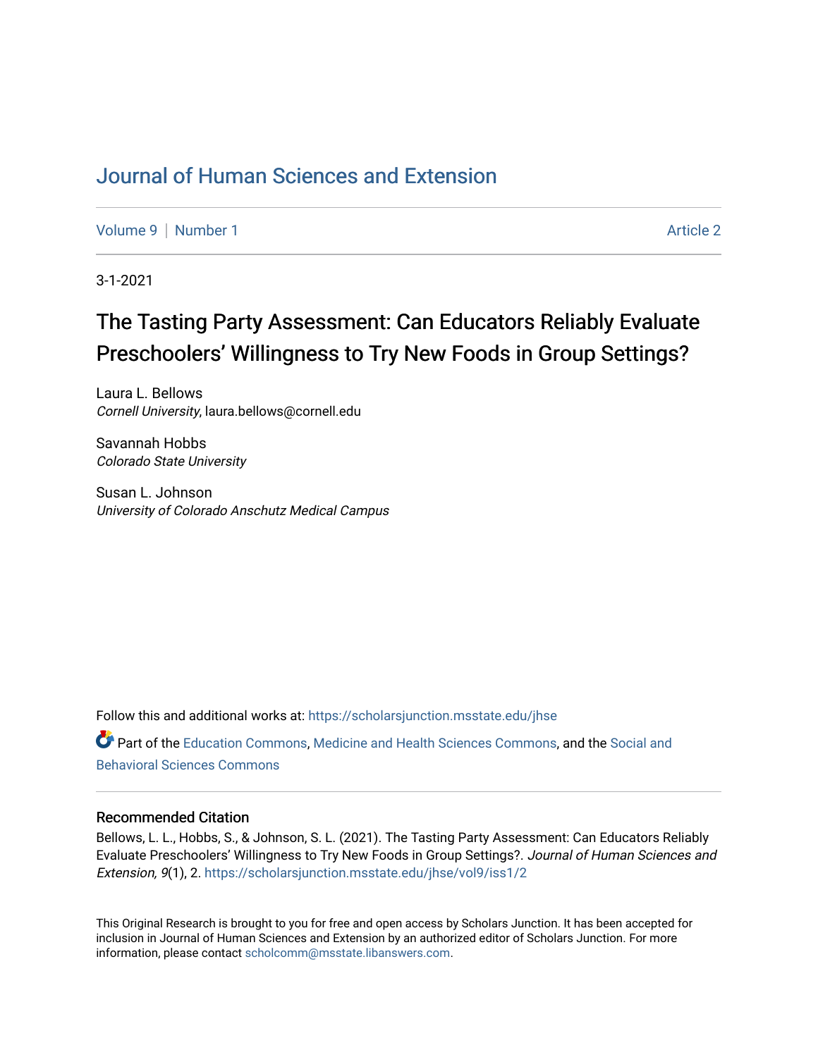# Journal of Human Sciences and Extension

Volume 9 | Number 1 — Article 2

3-1-2021

## The Tasting Party Assessment: Can Educators Reliably Evaluate Preschoolers' Willingness to Try New Foods in Group Settings?

Laura L. Bellows
*Cornell University*, laura.bellows@cornell.edu

Savannah Hobbs
*Colorado State University*

Susan L. Johnson
*University of Colorado Anschutz Medical Campus*

Follow this and additional works at: https://scholarsjunction.msstate.edu/jhse

Part of the Education Commons, Medicine and Health Sciences Commons, and the Social and Behavioral Sciences Commons

### Recommended Citation

Bellows, L. L., Hobbs, S., & Johnson, S. L. (2021). The Tasting Party Assessment: Can Educators Reliably Evaluate Preschoolers' Willingness to Try New Foods in Group Settings?. *Journal of Human Sciences and Extension, 9*(1), 2. https://scholarsjunction.msstate.edu/jhse/vol9/iss1/2

This Original Research is brought to you for free and open access by Scholars Junction. It has been accepted for inclusion in Journal of Human Sciences and Extension by an authorized editor of Scholars Junction. For more information, please contact scholcomm@msstate.libanswers.com.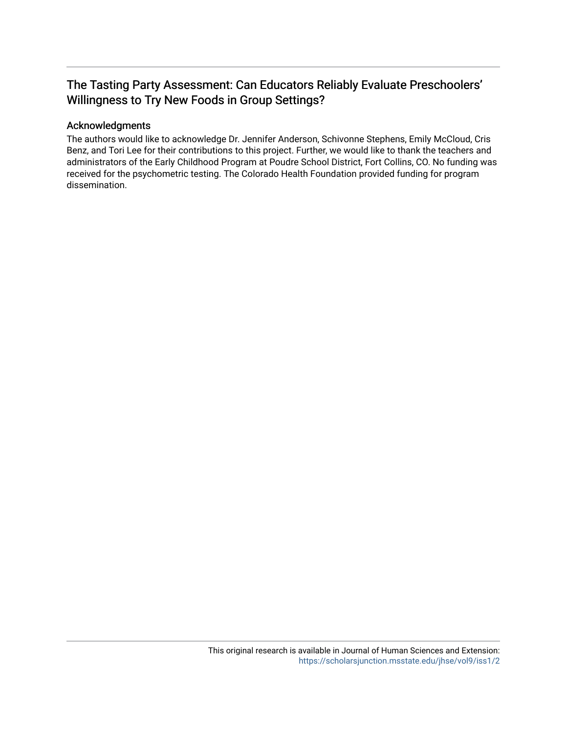# The Tasting Party Assessment: Can Educators Reliably Evaluate Preschoolers' Willingness to Try New Foods in Group Settings?

## Acknowledgments

The authors would like to acknowledge Dr. Jennifer Anderson, Schivonne Stephens, Emily McCloud, Cris Benz, and Tori Lee for their contributions to this project. Further, we would like to thank the teachers and administrators of the Early Childhood Program at Poudre School District, Fort Collins, CO. No funding was received for the psychometric testing. The Colorado Health Foundation provided funding for program dissemination.

This original research is available in Journal of Human Sciences and Extension: https://scholarsjunction.msstate.edu/jhse/vol9/iss1/2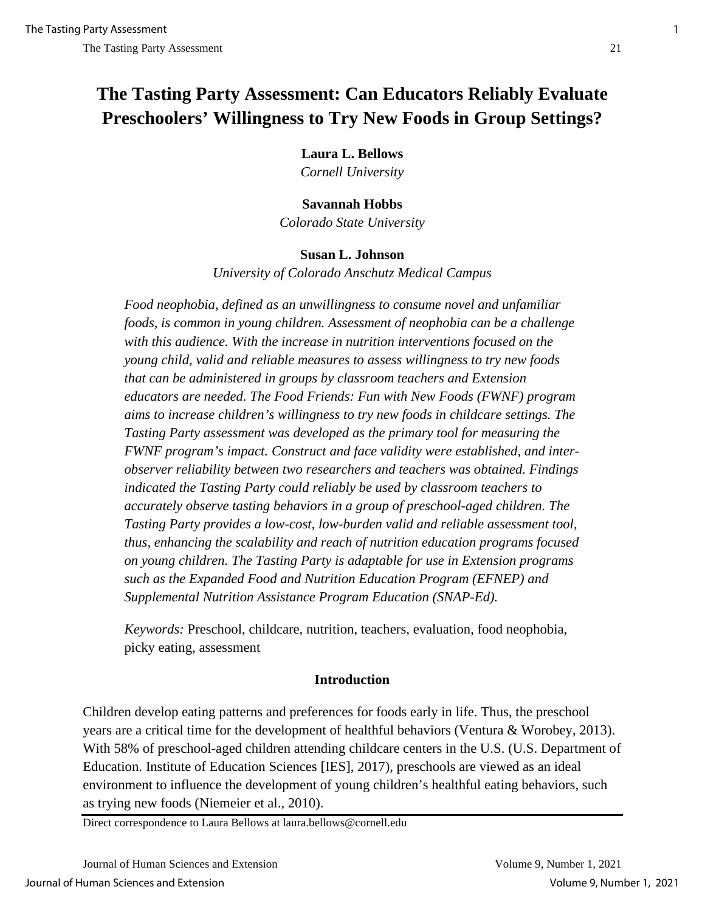# The Tasting Party Assessment: Can Educators Reliably Evaluate Preschoolers' Willingness to Try New Foods in Group Settings?

**Laura L. Bellows**
*Cornell University*

**Savannah Hobbs**
*Colorado State University*

**Susan L. Johnson**
*University of Colorado Anschutz Medical Campus*

*Food neophobia, defined as an unwillingness to consume novel and unfamiliar foods, is common in young children. Assessment of neophobia can be a challenge with this audience. With the increase in nutrition interventions focused on the young child, valid and reliable measures to assess willingness to try new foods that can be administered in groups by classroom teachers and Extension educators are needed. The Food Friends: Fun with New Foods (FWNF) program aims to increase children's willingness to try new foods in childcare settings. The Tasting Party assessment was developed as the primary tool for measuring the FWNF program's impact. Construct and face validity were established, and inter-observer reliability between two researchers and teachers was obtained. Findings indicated the Tasting Party could reliably be used by classroom teachers to accurately observe tasting behaviors in a group of preschool-aged children. The Tasting Party provides a low-cost, low-burden valid and reliable assessment tool, thus, enhancing the scalability and reach of nutrition education programs focused on young children. The Tasting Party is adaptable for use in Extension programs such as the Expanded Food and Nutrition Education Program (EFNEP) and Supplemental Nutrition Assistance Program Education (SNAP-Ed).*

*Keywords:* Preschool, childcare, nutrition, teachers, evaluation, food neophobia, picky eating, assessment

## Introduction

Children develop eating patterns and preferences for foods early in life. Thus, the preschool years are a critical time for the development of healthful behaviors (Ventura & Worobey, 2013). With 58% of preschool-aged children attending childcare centers in the U.S. (U.S. Department of Education. Institute of Education Sciences [IES], 2017), preschools are viewed as an ideal environment to influence the development of young children's healthful eating behaviors, such as trying new foods (Niemeier et al., 2010).

Direct correspondence to Laura Bellows at laura.bellows@cornell.edu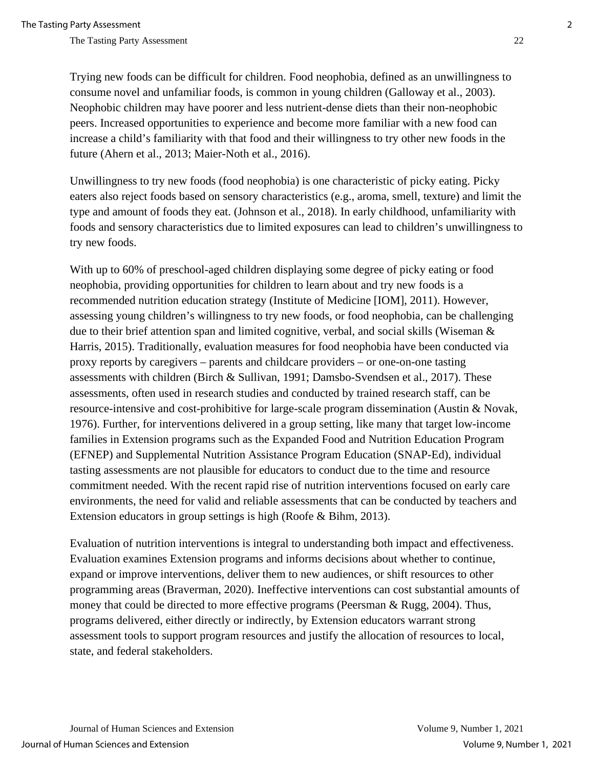Trying new foods can be difficult for children. Food neophobia, defined as an unwillingness to consume novel and unfamiliar foods, is common in young children (Galloway et al., 2003). Neophobic children may have poorer and less nutrient-dense diets than their non-neophobic peers. Increased opportunities to experience and become more familiar with a new food can increase a child's familiarity with that food and their willingness to try other new foods in the future (Ahern et al., 2013; Maier-Noth et al., 2016).

Unwillingness to try new foods (food neophobia) is one characteristic of picky eating. Picky eaters also reject foods based on sensory characteristics (e.g., aroma, smell, texture) and limit the type and amount of foods they eat. (Johnson et al., 2018). In early childhood, unfamiliarity with foods and sensory characteristics due to limited exposures can lead to children's unwillingness to try new foods.

With up to 60% of preschool-aged children displaying some degree of picky eating or food neophobia, providing opportunities for children to learn about and try new foods is a recommended nutrition education strategy (Institute of Medicine [IOM], 2011). However, assessing young children's willingness to try new foods, or food neophobia, can be challenging due to their brief attention span and limited cognitive, verbal, and social skills (Wiseman & Harris, 2015). Traditionally, evaluation measures for food neophobia have been conducted via proxy reports by caregivers – parents and childcare providers – or one-on-one tasting assessments with children (Birch & Sullivan, 1991; Damsbo-Svendsen et al., 2017). These assessments, often used in research studies and conducted by trained research staff, can be resource-intensive and cost-prohibitive for large-scale program dissemination (Austin & Novak, 1976). Further, for interventions delivered in a group setting, like many that target low-income families in Extension programs such as the Expanded Food and Nutrition Education Program (EFNEP) and Supplemental Nutrition Assistance Program Education (SNAP-Ed), individual tasting assessments are not plausible for educators to conduct due to the time and resource commitment needed. With the recent rapid rise of nutrition interventions focused on early care environments, the need for valid and reliable assessments that can be conducted by teachers and Extension educators in group settings is high (Roofe & Bihm, 2013).

Evaluation of nutrition interventions is integral to understanding both impact and effectiveness. Evaluation examines Extension programs and informs decisions about whether to continue, expand or improve interventions, deliver them to new audiences, or shift resources to other programming areas (Braverman, 2020). Ineffective interventions can cost substantial amounts of money that could be directed to more effective programs (Peersman & Rugg, 2004). Thus, programs delivered, either directly or indirectly, by Extension educators warrant strong assessment tools to support program resources and justify the allocation of resources to local, state, and federal stakeholders.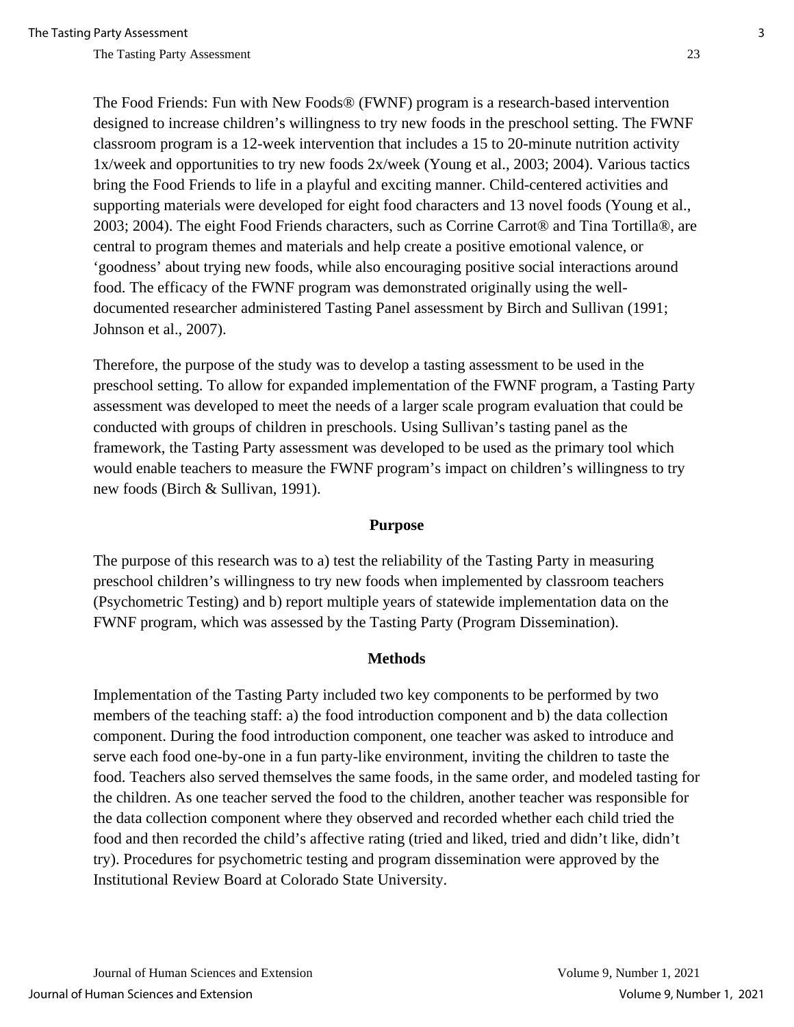The Food Friends: Fun with New Foods® (FWNF) program is a research-based intervention designed to increase children's willingness to try new foods in the preschool setting. The FWNF classroom program is a 12-week intervention that includes a 15 to 20-minute nutrition activity 1x/week and opportunities to try new foods 2x/week (Young et al., 2003; 2004). Various tactics bring the Food Friends to life in a playful and exciting manner. Child-centered activities and supporting materials were developed for eight food characters and 13 novel foods (Young et al., 2003; 2004). The eight Food Friends characters, such as Corrine Carrot® and Tina Tortilla®, are central to program themes and materials and help create a positive emotional valence, or 'goodness' about trying new foods, while also encouraging positive social interactions around food. The efficacy of the FWNF program was demonstrated originally using the well-documented researcher administered Tasting Panel assessment by Birch and Sullivan (1991; Johnson et al., 2007).

Therefore, the purpose of the study was to develop a tasting assessment to be used in the preschool setting. To allow for expanded implementation of the FWNF program, a Tasting Party assessment was developed to meet the needs of a larger scale program evaluation that could be conducted with groups of children in preschools. Using Sullivan's tasting panel as the framework, the Tasting Party assessment was developed to be used as the primary tool which would enable teachers to measure the FWNF program's impact on children's willingness to try new foods (Birch & Sullivan, 1991).

## Purpose

The purpose of this research was to a) test the reliability of the Tasting Party in measuring preschool children's willingness to try new foods when implemented by classroom teachers (Psychometric Testing) and b) report multiple years of statewide implementation data on the FWNF program, which was assessed by the Tasting Party (Program Dissemination).

## Methods

Implementation of the Tasting Party included two key components to be performed by two members of the teaching staff: a) the food introduction component and b) the data collection component. During the food introduction component, one teacher was asked to introduce and serve each food one-by-one in a fun party-like environment, inviting the children to taste the food. Teachers also served themselves the same foods, in the same order, and modeled tasting for the children. As one teacher served the food to the children, another teacher was responsible for the data collection component where they observed and recorded whether each child tried the food and then recorded the child's affective rating (tried and liked, tried and didn't like, didn't try). Procedures for psychometric testing and program dissemination were approved by the Institutional Review Board at Colorado State University.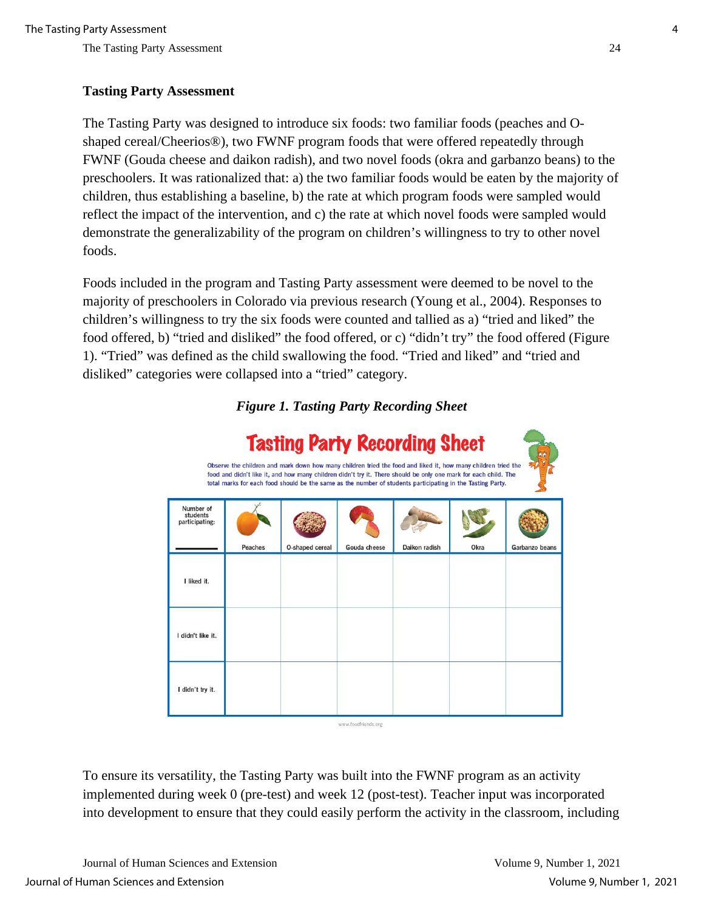### Tasting Party Assessment

The Tasting Party was designed to introduce six foods: two familiar foods (peaches and O-shaped cereal/Cheerios®), two FWNF program foods that were offered repeatedly through FWNF (Gouda cheese and daikon radish), and two novel foods (okra and garbanzo beans) to the preschoolers. It was rationalized that: a) the two familiar foods would be eaten by the majority of children, thus establishing a baseline, b) the rate at which program foods were sampled would reflect the impact of the intervention, and c) the rate at which novel foods were sampled would demonstrate the generalizability of the program on children's willingness to try to other novel foods.

Foods included in the program and Tasting Party assessment were deemed to be novel to the majority of preschoolers in Colorado via previous research (Young et al., 2004). Responses to children's willingness to try the six foods were counted and tallied as a) "tried and liked" the food offered, b) "tried and disliked" the food offered, or c) "didn't try" the food offered (Figure 1). "Tried" was defined as the child swallowing the food. "Tried and liked" and "tried and disliked" categories were collapsed into a "tried" category.

***Figure 1. Tasting Party Recording Sheet***

**Tasting Party Recording Sheet**

Observe the children and mark down how many children tried the food and liked it, how many children tried the food and didn't like it, and how many children didn't try it. There should be only one mark for each child. The total marks for each food should be the same as the number of students participating in the Tasting Party.

| Number of students participating: ____ | Peaches | O-shaped cereal | Gouda cheese | Daikon radish | Okra | Garbanzo beans |
|---|---|---|---|---|---|---|
| I liked it. | | | | | | |
| I didn't like it. | | | | | | |
| I didn't try it. | | | | | | |

www.foodfriends.org

To ensure its versatility, the Tasting Party was built into the FWNF program as an activity implemented during week 0 (pre-test) and week 12 (post-test). Teacher input was incorporated into development to ensure that they could easily perform the activity in the classroom, including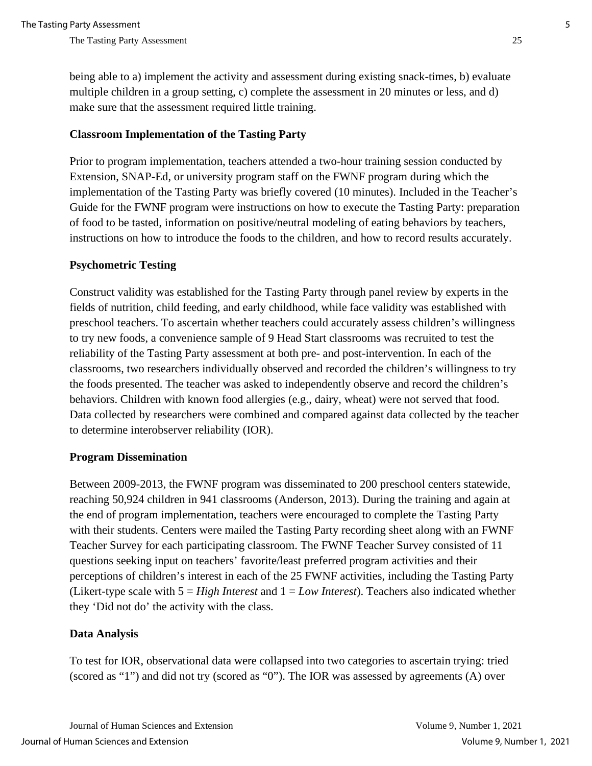being able to a) implement the activity and assessment during existing snack-times, b) evaluate multiple children in a group setting, c) complete the assessment in 20 minutes or less, and d) make sure that the assessment required little training.

**Classroom Implementation of the Tasting Party**

Prior to program implementation, teachers attended a two-hour training session conducted by Extension, SNAP-Ed, or university program staff on the FWNF program during which the implementation of the Tasting Party was briefly covered (10 minutes). Included in the Teacher's Guide for the FWNF program were instructions on how to execute the Tasting Party: preparation of food to be tasted, information on positive/neutral modeling of eating behaviors by teachers, instructions on how to introduce the foods to the children, and how to record results accurately.

**Psychometric Testing**

Construct validity was established for the Tasting Party through panel review by experts in the fields of nutrition, child feeding, and early childhood, while face validity was established with preschool teachers. To ascertain whether teachers could accurately assess children's willingness to try new foods, a convenience sample of 9 Head Start classrooms was recruited to test the reliability of the Tasting Party assessment at both pre- and post-intervention. In each of the classrooms, two researchers individually observed and recorded the children's willingness to try the foods presented. The teacher was asked to independently observe and record the children's behaviors. Children with known food allergies (e.g., dairy, wheat) were not served that food. Data collected by researchers were combined and compared against data collected by the teacher to determine interobserver reliability (IOR).

**Program Dissemination**

Between 2009-2013, the FWNF program was disseminated to 200 preschool centers statewide, reaching 50,924 children in 941 classrooms (Anderson, 2013). During the training and again at the end of program implementation, teachers were encouraged to complete the Tasting Party with their students. Centers were mailed the Tasting Party recording sheet along with an FWNF Teacher Survey for each participating classroom. The FWNF Teacher Survey consisted of 11 questions seeking input on teachers' favorite/least preferred program activities and their perceptions of children's interest in each of the 25 FWNF activities, including the Tasting Party (Likert-type scale with 5 = *High Interest* and 1 = *Low Interest*). Teachers also indicated whether they 'Did not do' the activity with the class.

**Data Analysis**

To test for IOR, observational data were collapsed into two categories to ascertain trying: tried (scored as "1") and did not try (scored as "0"). The IOR was assessed by agreements (A) over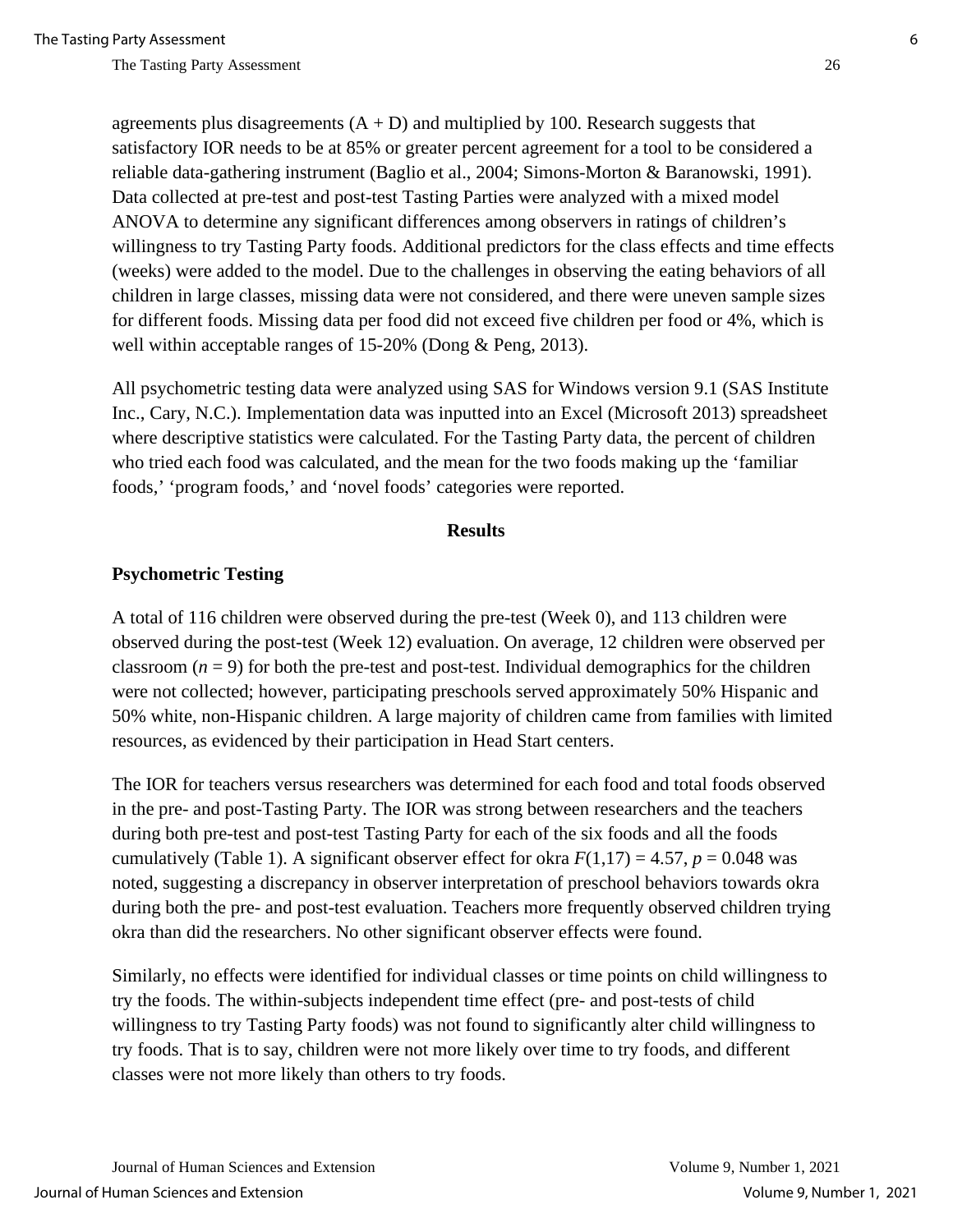agreements plus disagreements (A + D) and multiplied by 100. Research suggests that satisfactory IOR needs to be at 85% or greater percent agreement for a tool to be considered a reliable data-gathering instrument (Baglio et al., 2004; Simons-Morton & Baranowski, 1991). Data collected at pre-test and post-test Tasting Parties were analyzed with a mixed model ANOVA to determine any significant differences among observers in ratings of children's willingness to try Tasting Party foods. Additional predictors for the class effects and time effects (weeks) were added to the model. Due to the challenges in observing the eating behaviors of all children in large classes, missing data were not considered, and there were uneven sample sizes for different foods. Missing data per food did not exceed five children per food or 4%, which is well within acceptable ranges of 15-20% (Dong & Peng, 2013).

All psychometric testing data were analyzed using SAS for Windows version 9.1 (SAS Institute Inc., Cary, N.C.). Implementation data was inputted into an Excel (Microsoft 2013) spreadsheet where descriptive statistics were calculated. For the Tasting Party data, the percent of children who tried each food was calculated, and the mean for the two foods making up the 'familiar foods,' 'program foods,' and 'novel foods' categories were reported.

## Results

### Psychometric Testing

A total of 116 children were observed during the pre-test (Week 0), and 113 children were observed during the post-test (Week 12) evaluation. On average, 12 children were observed per classroom ($n = 9$) for both the pre-test and post-test. Individual demographics for the children were not collected; however, participating preschools served approximately 50% Hispanic and 50% white, non-Hispanic children. A large majority of children came from families with limited resources, as evidenced by their participation in Head Start centers.

The IOR for teachers versus researchers was determined for each food and total foods observed in the pre- and post-Tasting Party. The IOR was strong between researchers and the teachers during both pre-test and post-test Tasting Party for each of the six foods and all the foods cumulatively (Table 1). A significant observer effect for okra $F(1,17) = 4.57$, $p = 0.048$ was noted, suggesting a discrepancy in observer interpretation of preschool behaviors towards okra during both the pre- and post-test evaluation. Teachers more frequently observed children trying okra than did the researchers. No other significant observer effects were found.

Similarly, no effects were identified for individual classes or time points on child willingness to try the foods. The within-subjects independent time effect (pre- and post-tests of child willingness to try Tasting Party foods) was not found to significantly alter child willingness to try foods. That is to say, children were not more likely over time to try foods, and different classes were not more likely than others to try foods.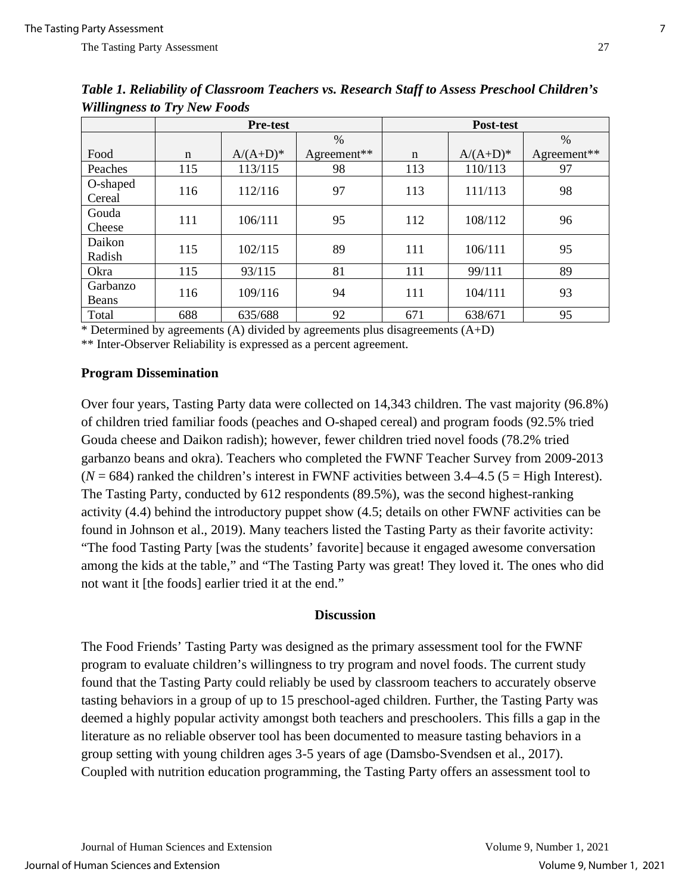***Table 1. Reliability of Classroom Teachers vs. Research Staff to Assess Preschool Children's Willingness to Try New Foods***

| | Pre-test | | | Post-test | | |
|---|---|---|---|---|---|---|
| Food | n | A/(A+D)* | % Agreement** | n | A/(A+D)* | % Agreement** |
| Peaches | 115 | 113/115 | 98 | 113 | 110/113 | 97 |
| O-shaped Cereal | 116 | 112/116 | 97 | 113 | 111/113 | 98 |
| Gouda Cheese | 111 | 106/111 | 95 | 112 | 108/112 | 96 |
| Daikon Radish | 115 | 102/115 | 89 | 111 | 106/111 | 95 |
| Okra | 115 | 93/115 | 81 | 111 | 99/111 | 89 |
| Garbanzo Beans | 116 | 109/116 | 94 | 111 | 104/111 | 93 |
| Total | 688 | 635/688 | 92 | 671 | 638/671 | 95 |

* Determined by agreements (A) divided by agreements plus disagreements (A+D)

** Inter-Observer Reliability is expressed as a percent agreement.

### Program Dissemination

Over four years, Tasting Party data were collected on 14,343 children. The vast majority (96.8%) of children tried familiar foods (peaches and O-shaped cereal) and program foods (92.5% tried Gouda cheese and Daikon radish); however, fewer children tried novel foods (78.2% tried garbanzo beans and okra). Teachers who completed the FWNF Teacher Survey from 2009-2013 ($N$ = 684) ranked the children's interest in FWNF activities between 3.4–4.5 (5 = High Interest). The Tasting Party, conducted by 612 respondents (89.5%), was the second highest-ranking activity (4.4) behind the introductory puppet show (4.5; details on other FWNF activities can be found in Johnson et al., 2019). Many teachers listed the Tasting Party as their favorite activity: "The food Tasting Party [was the students' favorite] because it engaged awesome conversation among the kids at the table," and "The Tasting Party was great! They loved it. The ones who did not want it [the foods] earlier tried it at the end."

## Discussion

The Food Friends' Tasting Party was designed as the primary assessment tool for the FWNF program to evaluate children's willingness to try program and novel foods. The current study found that the Tasting Party could reliably be used by classroom teachers to accurately observe tasting behaviors in a group of up to 15 preschool-aged children. Further, the Tasting Party was deemed a highly popular activity amongst both teachers and preschoolers. This fills a gap in the literature as no reliable observer tool has been documented to measure tasting behaviors in a group setting with young children ages 3-5 years of age (Damsbo-Svendsen et al., 2017). Coupled with nutrition education programming, the Tasting Party offers an assessment tool to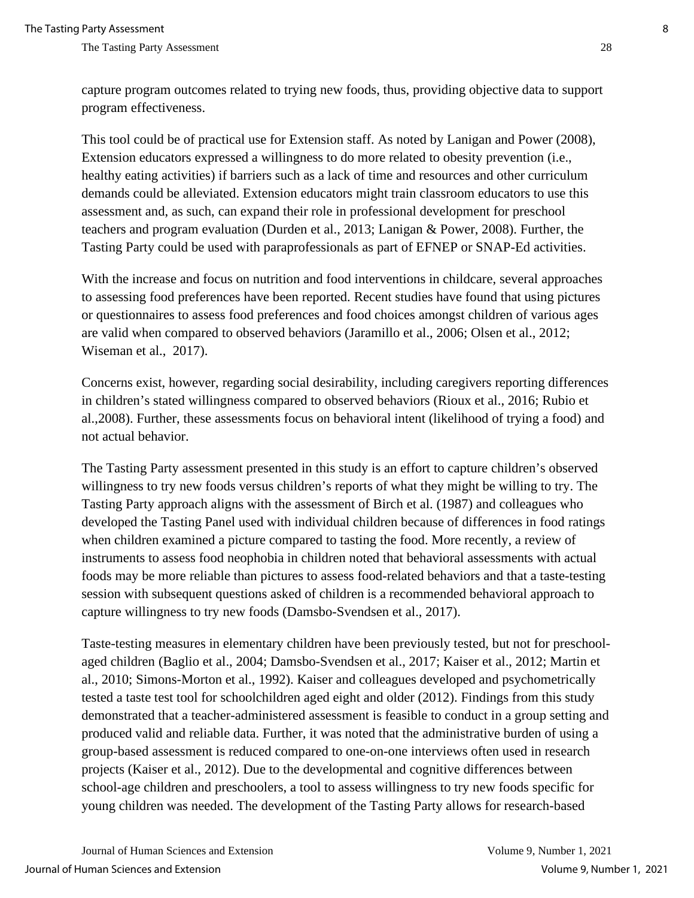capture program outcomes related to trying new foods, thus, providing objective data to support program effectiveness.

This tool could be of practical use for Extension staff. As noted by Lanigan and Power (2008), Extension educators expressed a willingness to do more related to obesity prevention (i.e., healthy eating activities) if barriers such as a lack of time and resources and other curriculum demands could be alleviated. Extension educators might train classroom educators to use this assessment and, as such, can expand their role in professional development for preschool teachers and program evaluation (Durden et al., 2013; Lanigan & Power, 2008). Further, the Tasting Party could be used with paraprofessionals as part of EFNEP or SNAP-Ed activities.

With the increase and focus on nutrition and food interventions in childcare, several approaches to assessing food preferences have been reported. Recent studies have found that using pictures or questionnaires to assess food preferences and food choices amongst children of various ages are valid when compared to observed behaviors (Jaramillo et al., 2006; Olsen et al., 2012; Wiseman et al., 2017).

Concerns exist, however, regarding social desirability, including caregivers reporting differences in children's stated willingness compared to observed behaviors (Rioux et al., 2016; Rubio et al.,2008). Further, these assessments focus on behavioral intent (likelihood of trying a food) and not actual behavior.

The Tasting Party assessment presented in this study is an effort to capture children's observed willingness to try new foods versus children's reports of what they might be willing to try. The Tasting Party approach aligns with the assessment of Birch et al. (1987) and colleagues who developed the Tasting Panel used with individual children because of differences in food ratings when children examined a picture compared to tasting the food. More recently, a review of instruments to assess food neophobia in children noted that behavioral assessments with actual foods may be more reliable than pictures to assess food-related behaviors and that a taste-testing session with subsequent questions asked of children is a recommended behavioral approach to capture willingness to try new foods (Damsbo-Svendsen et al., 2017).

Taste-testing measures in elementary children have been previously tested, but not for preschool-aged children (Baglio et al., 2004; Damsbo-Svendsen et al., 2017; Kaiser et al., 2012; Martin et al., 2010; Simons-Morton et al., 1992). Kaiser and colleagues developed and psychometrically tested a taste test tool for schoolchildren aged eight and older (2012). Findings from this study demonstrated that a teacher-administered assessment is feasible to conduct in a group setting and produced valid and reliable data. Further, it was noted that the administrative burden of using a group-based assessment is reduced compared to one-on-one interviews often used in research projects (Kaiser et al., 2012). Due to the developmental and cognitive differences between school-age children and preschoolers, a tool to assess willingness to try new foods specific for young children was needed. The development of the Tasting Party allows for research-based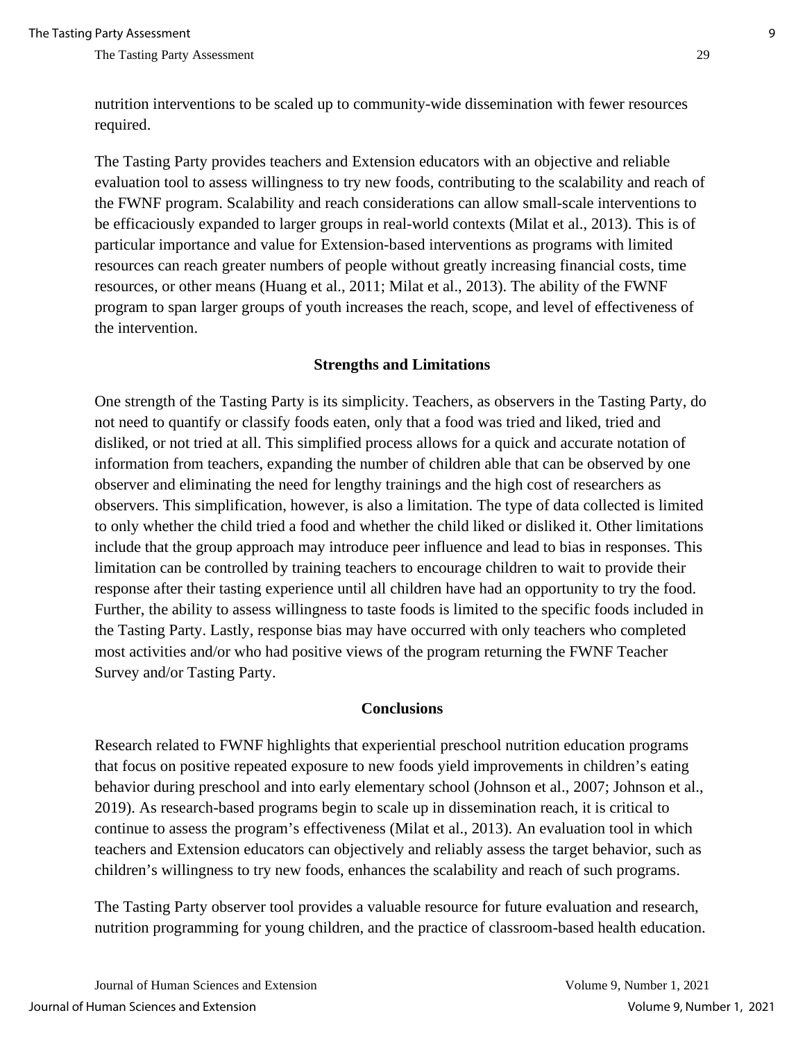nutrition interventions to be scaled up to community-wide dissemination with fewer resources required.

The Tasting Party provides teachers and Extension educators with an objective and reliable evaluation tool to assess willingness to try new foods, contributing to the scalability and reach of the FWNF program. Scalability and reach considerations can allow small-scale interventions to be efficaciously expanded to larger groups in real-world contexts (Milat et al., 2013). This is of particular importance and value for Extension-based interventions as programs with limited resources can reach greater numbers of people without greatly increasing financial costs, time resources, or other means (Huang et al., 2011; Milat et al., 2013). The ability of the FWNF program to span larger groups of youth increases the reach, scope, and level of effectiveness of the intervention.

## Strengths and Limitations

One strength of the Tasting Party is its simplicity. Teachers, as observers in the Tasting Party, do not need to quantify or classify foods eaten, only that a food was tried and liked, tried and disliked, or not tried at all. This simplified process allows for a quick and accurate notation of information from teachers, expanding the number of children able that can be observed by one observer and eliminating the need for lengthy trainings and the high cost of researchers as observers. This simplification, however, is also a limitation. The type of data collected is limited to only whether the child tried a food and whether the child liked or disliked it. Other limitations include that the group approach may introduce peer influence and lead to bias in responses. This limitation can be controlled by training teachers to encourage children to wait to provide their response after their tasting experience until all children have had an opportunity to try the food. Further, the ability to assess willingness to taste foods is limited to the specific foods included in the Tasting Party. Lastly, response bias may have occurred with only teachers who completed most activities and/or who had positive views of the program returning the FWNF Teacher Survey and/or Tasting Party.

## Conclusions

Research related to FWNF highlights that experiential preschool nutrition education programs that focus on positive repeated exposure to new foods yield improvements in children's eating behavior during preschool and into early elementary school (Johnson et al., 2007; Johnson et al., 2019). As research-based programs begin to scale up in dissemination reach, it is critical to continue to assess the program's effectiveness (Milat et al., 2013). An evaluation tool in which teachers and Extension educators can objectively and reliably assess the target behavior, such as children's willingness to try new foods, enhances the scalability and reach of such programs.

The Tasting Party observer tool provides a valuable resource for future evaluation and research, nutrition programming for young children, and the practice of classroom-based health education.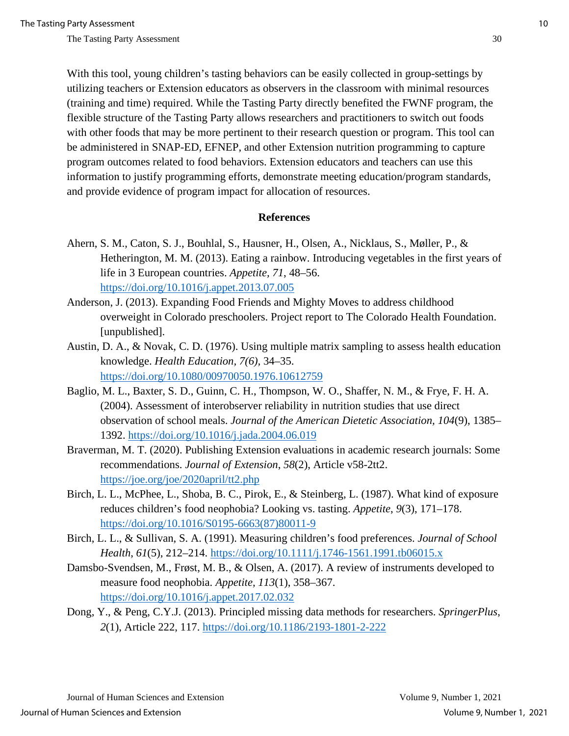With this tool, young children's tasting behaviors can be easily collected in group-settings by utilizing teachers or Extension educators as observers in the classroom with minimal resources (training and time) required. While the Tasting Party directly benefited the FWNF program, the flexible structure of the Tasting Party allows researchers and practitioners to switch out foods with other foods that may be more pertinent to their research question or program. This tool can be administered in SNAP-ED, EFNEP, and other Extension nutrition programming to capture program outcomes related to food behaviors. Extension educators and teachers can use this information to justify programming efforts, demonstrate meeting education/program standards, and provide evidence of program impact for allocation of resources.

## References

Ahern, S. M., Caton, S. J., Bouhlal, S., Hausner, H., Olsen, A., Nicklaus, S., Møller, P., & Hetherington, M. M. (2013). Eating a rainbow. Introducing vegetables in the first years of life in 3 European countries. *Appetite, 71*, 48–56. https://doi.org/10.1016/j.appet.2013.07.005

Anderson, J. (2013). Expanding Food Friends and Mighty Moves to address childhood overweight in Colorado preschoolers. Project report to The Colorado Health Foundation. [unpublished].

Austin, D. A., & Novak, C. D. (1976). Using multiple matrix sampling to assess health education knowledge. *Health Education, 7(6)*, 34–35. https://doi.org/10.1080/00970050.1976.10612759

Baglio, M. L., Baxter, S. D., Guinn, C. H., Thompson, W. O., Shaffer, N. M., & Frye, F. H. A. (2004). Assessment of interobserver reliability in nutrition studies that use direct observation of school meals. *Journal of the American Dietetic Association, 104*(9), 1385–1392. https://doi.org/10.1016/j.jada.2004.06.019

Braverman, M. T. (2020). Publishing Extension evaluations in academic research journals: Some recommendations. *Journal of Extension*, *58*(2), Article v58-2tt2. https://joe.org/joe/2020april/tt2.php

Birch, L. L., McPhee, L., Shoba, B. C., Pirok, E., & Steinberg, L. (1987). What kind of exposure reduces children's food neophobia? Looking vs. tasting. *Appetite*, *9*(3), 171–178. https://doi.org/10.1016/S0195-6663(87)80011-9

Birch, L. L., & Sullivan, S. A. (1991). Measuring children's food preferences. *Journal of School Health, 61*(5), 212–214. https://doi.org/10.1111/j.1746-1561.1991.tb06015.x

Damsbo-Svendsen, M., Frøst, M. B., & Olsen, A. (2017). A review of instruments developed to measure food neophobia. *Appetite, 113*(1), 358–367. https://doi.org/10.1016/j.appet.2017.02.032

Dong, Y., & Peng, C.Y.J. (2013). Principled missing data methods for researchers. *SpringerPlus*, *2*(1), Article 222, 117. https://doi.org/10.1186/2193-1801-2-222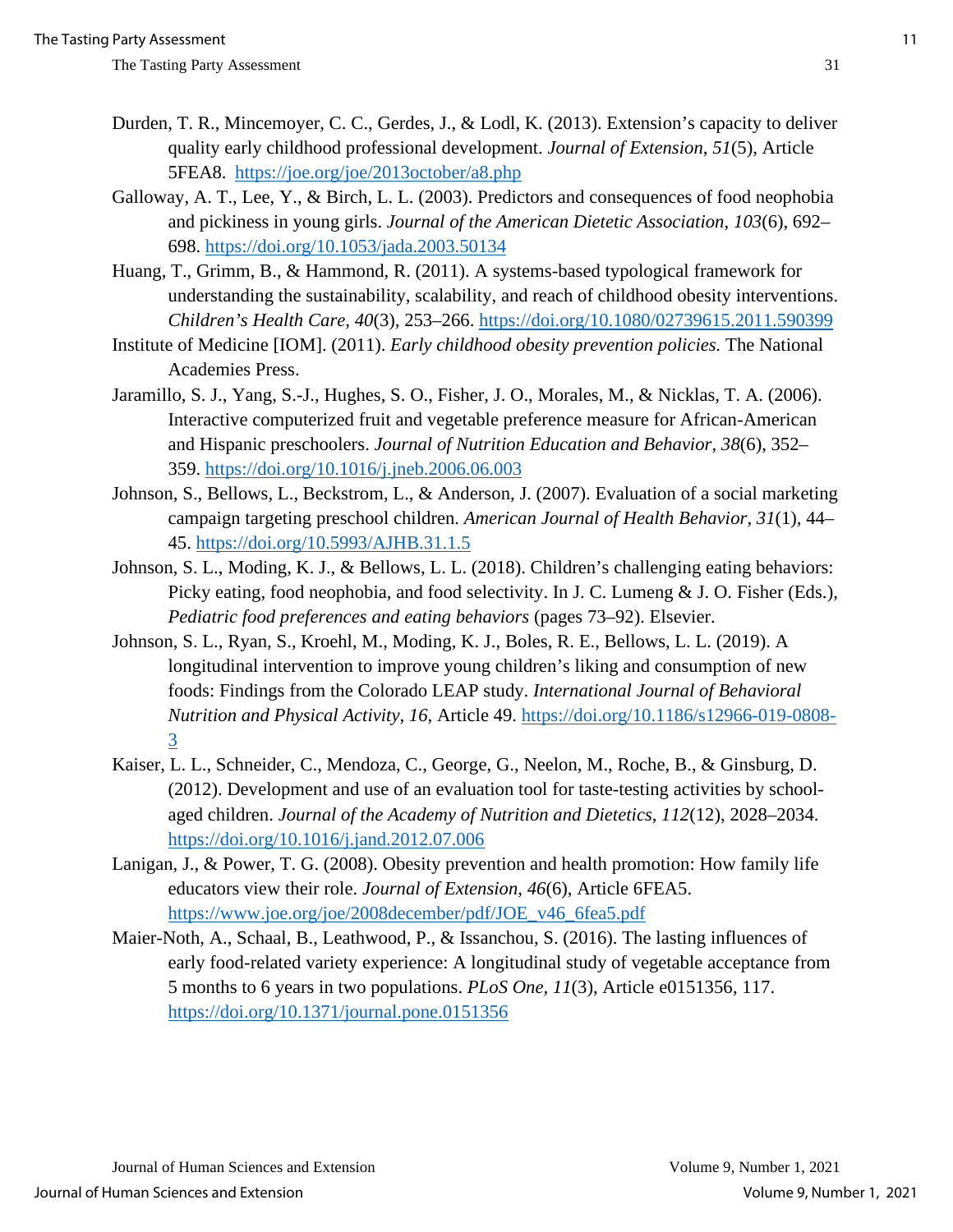Durden, T. R., Mincemoyer, C. C., Gerdes, J., & Lodl, K. (2013). Extension's capacity to deliver quality early childhood professional development. *Journal of Extension*, *51*(5), Article 5FEA8. https://joe.org/joe/2013october/a8.php

Galloway, A. T., Lee, Y., & Birch, L. L. (2003). Predictors and consequences of food neophobia and pickiness in young girls. *Journal of the American Dietetic Association*, *103*(6), 692–698. https://doi.org/10.1053/jada.2003.50134

Huang, T., Grimm, B., & Hammond, R. (2011). A systems-based typological framework for understanding the sustainability, scalability, and reach of childhood obesity interventions. *Children's Health Care*, *40*(3), 253–266. https://doi.org/10.1080/02739615.2011.590399

Institute of Medicine [IOM]. (2011). *Early childhood obesity prevention policies.* The National Academies Press.

Jaramillo, S. J., Yang, S.-J., Hughes, S. O., Fisher, J. O., Morales, M., & Nicklas, T. A. (2006). Interactive computerized fruit and vegetable preference measure for African-American and Hispanic preschoolers. *Journal of Nutrition Education and Behavior*, *38*(6), 352–359. https://doi.org/10.1016/j.jneb.2006.06.003

Johnson, S., Bellows, L., Beckstrom, L., & Anderson, J. (2007). Evaluation of a social marketing campaign targeting preschool children. *American Journal of Health Behavior*, *31*(1), 44–45. https://doi.org/10.5993/AJHB.31.1.5

Johnson, S. L., Moding, K. J., & Bellows, L. L. (2018). Children's challenging eating behaviors: Picky eating, food neophobia, and food selectivity. In J. C. Lumeng & J. O. Fisher (Eds.), *Pediatric food preferences and eating behaviors* (pages 73–92). Elsevier.

Johnson, S. L., Ryan, S., Kroehl, M., Moding, K. J., Boles, R. E., Bellows, L. L. (2019). A longitudinal intervention to improve young children's liking and consumption of new foods: Findings from the Colorado LEAP study. *International Journal of Behavioral Nutrition and Physical Activity*, *16*, Article 49. https://doi.org/10.1186/s12966-019-0808-3

Kaiser, L. L., Schneider, C., Mendoza, C., George, G., Neelon, M., Roche, B., & Ginsburg, D. (2012). Development and use of an evaluation tool for taste-testing activities by school-aged children. *Journal of the Academy of Nutrition and Dietetics*, *112*(12), 2028–2034. https://doi.org/10.1016/j.jand.2012.07.006

Lanigan, J., & Power, T. G. (2008). Obesity prevention and health promotion: How family life educators view their role. *Journal of Extension*, *46*(6), Article 6FEA5. https://www.joe.org/joe/2008december/pdf/JOE_v46_6fea5.pdf

Maier-Noth, A., Schaal, B., Leathwood, P., & Issanchou, S. (2016). The lasting influences of early food-related variety experience: A longitudinal study of vegetable acceptance from 5 months to 6 years in two populations. *PLoS One, 11*(3), Article e0151356, 117. https://doi.org/10.1371/journal.pone.0151356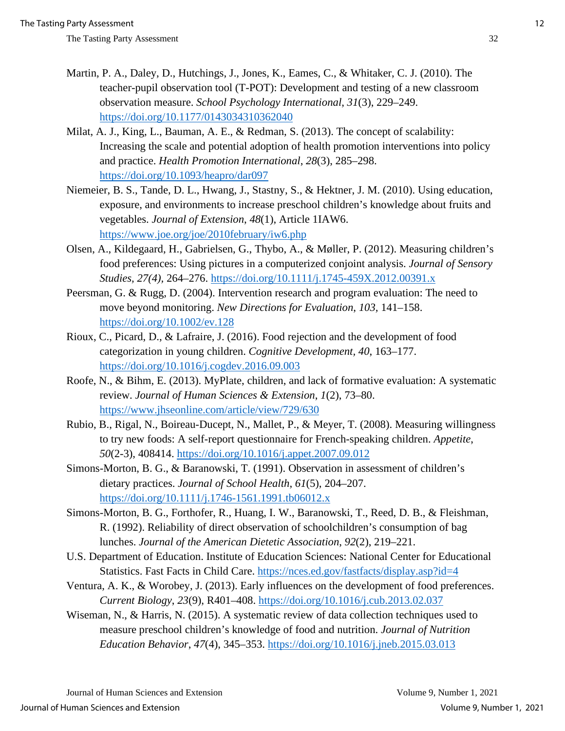Martin, P. A., Daley, D., Hutchings, J., Jones, K., Eames, C., & Whitaker, C. J. (2010). The teacher-pupil observation tool (T-POT): Development and testing of a new classroom observation measure. *School Psychology International*, *31*(3), 229–249. https://doi.org/10.1177/0143034310362040

Milat, A. J., King, L., Bauman, A. E., & Redman, S. (2013). The concept of scalability: Increasing the scale and potential adoption of health promotion interventions into policy and practice. *Health Promotion International*, *28*(3), 285–298. https://doi.org/10.1093/heapro/dar097

Niemeier, B. S., Tande, D. L., Hwang, J., Stastny, S., & Hektner, J. M. (2010). Using education, exposure, and environments to increase preschool children's knowledge about fruits and vegetables. *Journal of Extension*, *48*(1), Article 1IAW6. https://www.joe.org/joe/2010february/iw6.php

Olsen, A., Kildegaard, H., Gabrielsen, G., Thybo, A., & Møller, P. (2012). Measuring children's food preferences: Using pictures in a computerized conjoint analysis. *Journal of Sensory Studies, 27(4),* 264–276. https://doi.org/10.1111/j.1745-459X.2012.00391.x

Peersman, G. & Rugg, D. (2004). Intervention research and program evaluation: The need to move beyond monitoring. *New Directions for Evaluation*, *103*, 141–158. https://doi.org/10.1002/ev.128

Rioux, C., Picard, D., & Lafraire, J. (2016). Food rejection and the development of food categorization in young children. *Cognitive Development*, *40*, 163–177. https://doi.org/10.1016/j.cogdev.2016.09.003

Roofe, N., & Bihm, E. (2013). MyPlate, children, and lack of formative evaluation: A systematic review. *Journal of Human Sciences & Extension*, *1*(2), 73–80. https://www.jhseonline.com/article/view/729/630

Rubio, B., Rigal, N., Boireau-Ducept, N., Mallet, P., & Meyer, T. (2008). Measuring willingness to try new foods: A self-report questionnaire for French-speaking children. *Appetite*, *50*(2-3), 408414. https://doi.org/10.1016/j.appet.2007.09.012

Simons-Morton, B. G., & Baranowski, T. (1991). Observation in assessment of children's dietary practices. *Journal of School Health*, *61*(5), 204–207. https://doi.org/10.1111/j.1746-1561.1991.tb06012.x

Simons-Morton, B. G., Forthofer, R., Huang, I. W., Baranowski, T., Reed, D. B., & Fleishman, R. (1992). Reliability of direct observation of schoolchildren's consumption of bag lunches. *Journal of the American Dietetic Association*, *92*(2), 219–221.

U.S. Department of Education. Institute of Education Sciences: National Center for Educational Statistics. Fast Facts in Child Care. https://nces.ed.gov/fastfacts/display.asp?id=4

Ventura, A. K., & Worobey, J. (2013). Early influences on the development of food preferences. *Current Biology*, *23*(9), R401–408. https://doi.org/10.1016/j.cub.2013.02.037

Wiseman, N., & Harris, N. (2015). A systematic review of data collection techniques used to measure preschool children's knowledge of food and nutrition. *Journal of Nutrition Education Behavior*, *47*(4), 345–353. https://doi.org/10.1016/j.jneb.2015.03.013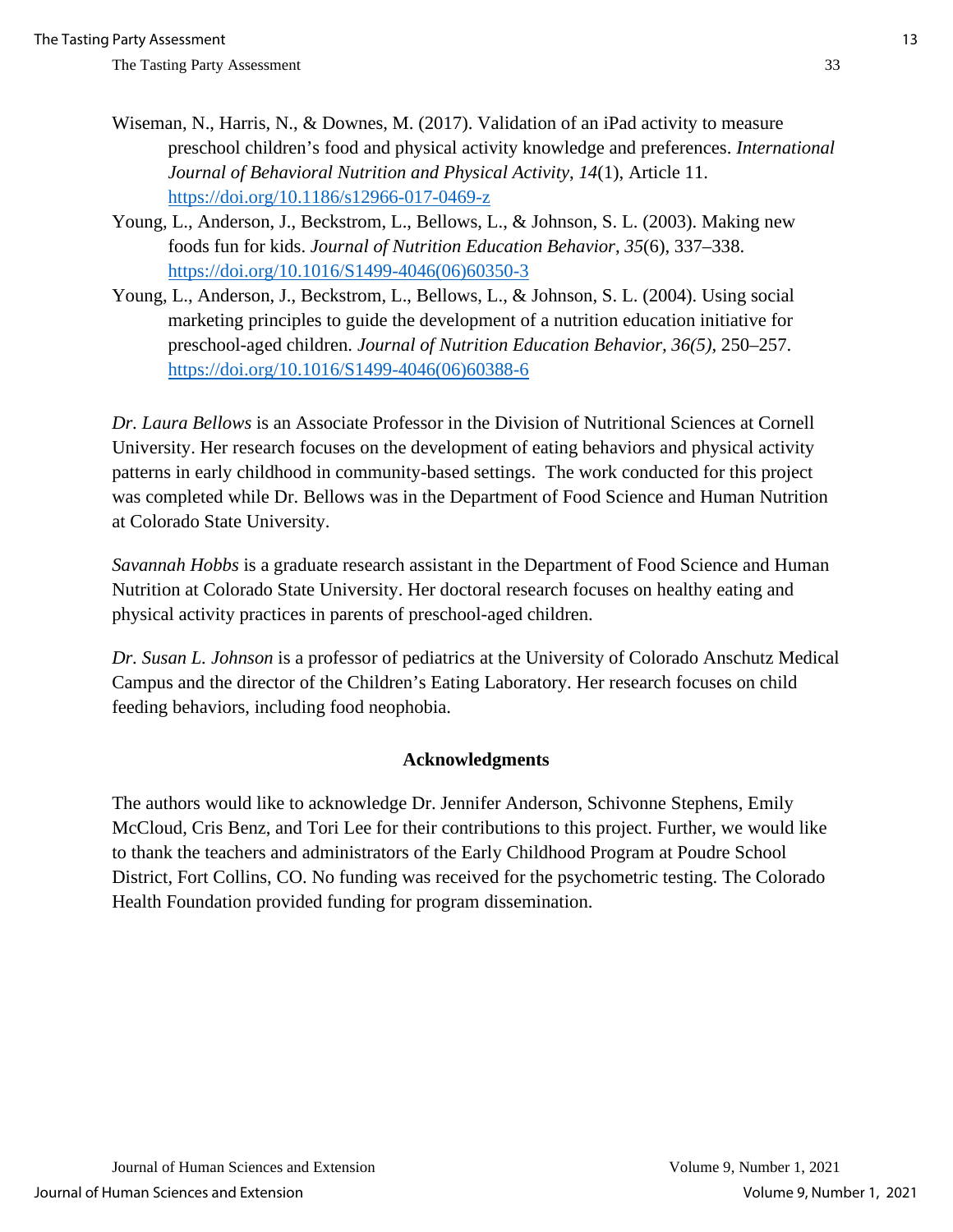Wiseman, N., Harris, N., & Downes, M. (2017). Validation of an iPad activity to measure preschool children's food and physical activity knowledge and preferences. *International Journal of Behavioral Nutrition and Physical Activity*, *14*(1), Article 11. https://doi.org/10.1186/s12966-017-0469-z

Young, L., Anderson, J., Beckstrom, L., Bellows, L., & Johnson, S. L. (2003). Making new foods fun for kids. *Journal of Nutrition Education Behavior*, *35*(6), 337–338. https://doi.org/10.1016/S1499-4046(06)60350-3

Young, L., Anderson, J., Beckstrom, L., Bellows, L., & Johnson, S. L. (2004). Using social marketing principles to guide the development of a nutrition education initiative for preschool-aged children. *Journal of Nutrition Education Behavior*, *36(5)*, 250–257. https://doi.org/10.1016/S1499-4046(06)60388-6

*Dr. Laura Bellows* is an Associate Professor in the Division of Nutritional Sciences at Cornell University. Her research focuses on the development of eating behaviors and physical activity patterns in early childhood in community-based settings. The work conducted for this project was completed while Dr. Bellows was in the Department of Food Science and Human Nutrition at Colorado State University.

*Savannah Hobbs* is a graduate research assistant in the Department of Food Science and Human Nutrition at Colorado State University. Her doctoral research focuses on healthy eating and physical activity practices in parents of preschool-aged children.

*Dr. Susan L. Johnson* is a professor of pediatrics at the University of Colorado Anschutz Medical Campus and the director of the Children's Eating Laboratory. Her research focuses on child feeding behaviors, including food neophobia.

## Acknowledgments

The authors would like to acknowledge Dr. Jennifer Anderson, Schivonne Stephens, Emily McCloud, Cris Benz, and Tori Lee for their contributions to this project. Further, we would like to thank the teachers and administrators of the Early Childhood Program at Poudre School District, Fort Collins, CO. No funding was received for the psychometric testing. The Colorado Health Foundation provided funding for program dissemination.